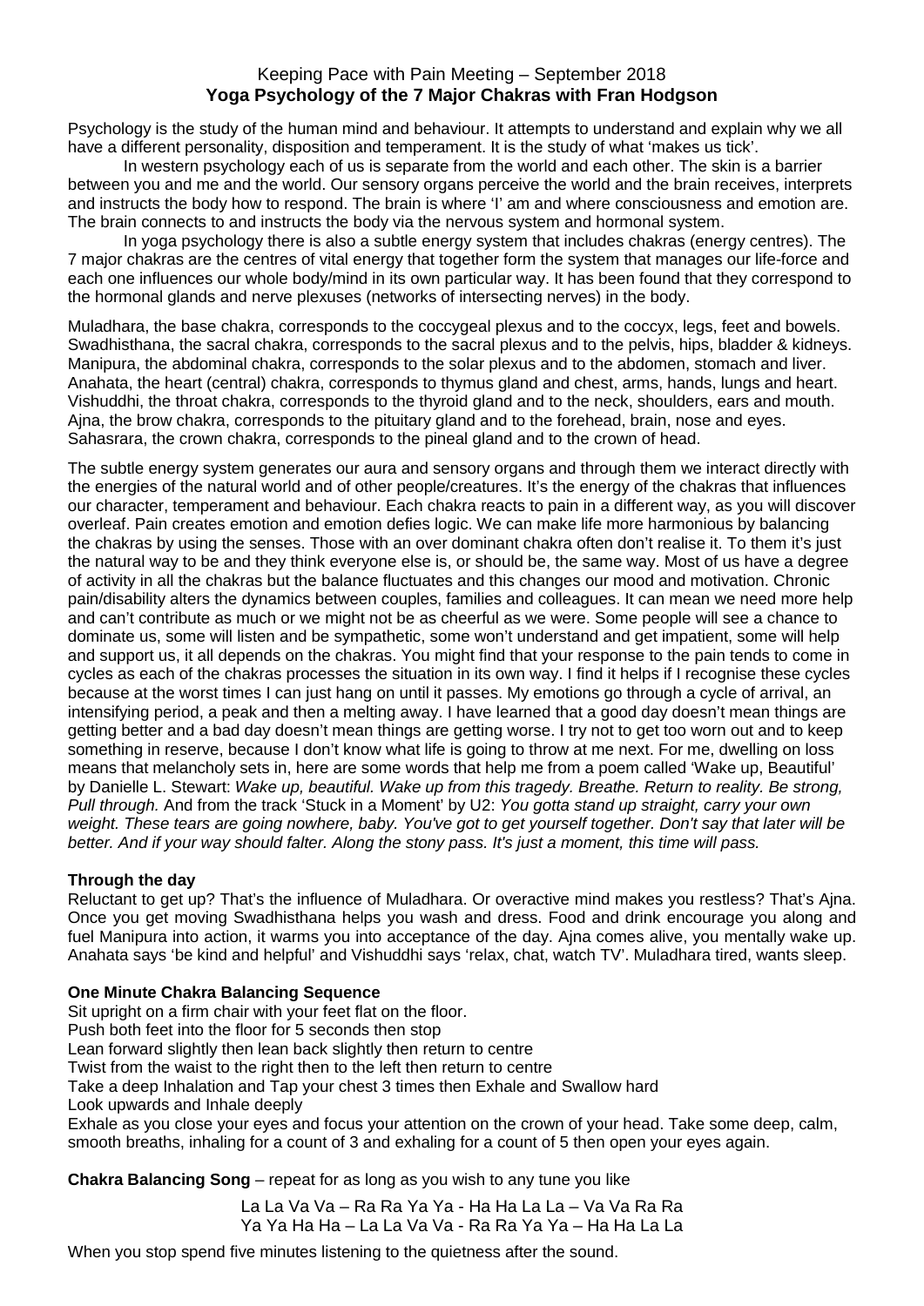# Keeping Pace with Pain Meeting – September 2018
## Yoga Psychology of the 7 Major Chakras with Fran Hodgson

Psychology is the study of the human mind and behaviour. It attempts to understand and explain why we all have a different personality, disposition and temperament. It is the study of what 'makes us tick'.

In western psychology each of us is separate from the world and each other. The skin is a barrier between you and me and the world. Our sensory organs perceive the world and the brain receives, interprets and instructs the body how to respond. The brain is where 'I' am and where consciousness and emotion are. The brain connects to and instructs the body via the nervous system and hormonal system.

In yoga psychology there is also a subtle energy system that includes chakras (energy centres). The 7 major chakras are the centres of vital energy that together form the system that manages our life-force and each one influences our whole body/mind in its own particular way. It has been found that they correspond to the hormonal glands and nerve plexuses (networks of intersecting nerves) in the body.

Muladhara, the base chakra, corresponds to the coccygeal plexus and to the coccyx, legs, feet and bowels.
Swadhisthana, the sacral chakra, corresponds to the sacral plexus and to the pelvis, hips, bladder & kidneys.
Manipura, the abdominal chakra, corresponds to the solar plexus and to the abdomen, stomach and liver.
Anahata, the heart (central) chakra, corresponds to thymus gland and chest, arms, hands, lungs and heart.
Vishuddhi, the throat chakra, corresponds to the thyroid gland and to the neck, shoulders, ears and mouth.
Ajna, the brow chakra, corresponds to the pituitary gland and to the forehead, brain, nose and eyes.
Sahasrara, the crown chakra, corresponds to the pineal gland and to the crown of head.

The subtle energy system generates our aura and sensory organs and through them we interact directly with the energies of the natural world and of other people/creatures. It's the energy of the chakras that influences our character, temperament and behaviour. Each chakra reacts to pain in a different way, as you will discover overleaf. Pain creates emotion and emotion defies logic. We can make life more harmonious by balancing the chakras by using the senses. Those with an over dominant chakra often don't realise it. To them it's just the natural way to be and they think everyone else is, or should be, the same way. Most of us have a degree of activity in all the chakras but the balance fluctuates and this changes our mood and motivation. Chronic pain/disability alters the dynamics between couples, families and colleagues. It can mean we need more help and can't contribute as much or we might not be as cheerful as we were. Some people will see a chance to dominate us, some will listen and be sympathetic, some won't understand and get impatient, some will help and support us, it all depends on the chakras. You might find that your response to the pain tends to come in cycles as each of the chakras processes the situation in its own way. I find it helps if I recognise these cycles because at the worst times I can just hang on until it passes. My emotions go through a cycle of arrival, an intensifying period, a peak and then a melting away. I have learned that a good day doesn't mean things are getting better and a bad day doesn't mean things are getting worse. I try not to get too worn out and to keep something in reserve, because I don't know what life is going to throw at me next. For me, dwelling on loss means that melancholy sets in, here are some words that help me from a poem called 'Wake up, Beautiful' by Danielle L. Stewart: *Wake up, beautiful. Wake up from this tragedy. Breathe. Return to reality. Be strong, Pull through.* And from the track 'Stuck in a Moment' by U2: *You gotta stand up straight, carry your own weight. These tears are going nowhere, baby. You've got to get yourself together. Don't say that later will be better. And if your way should falter. Along the stony pass. It's just a moment, this time will pass.*

**Through the day**
Reluctant to get up? That's the influence of Muladhara. Or overactive mind makes you restless? That's Ajna. Once you get moving Swadhisthana helps you wash and dress. Food and drink encourage you along and fuel Manipura into action, it warms you into acceptance of the day. Ajna comes alive, you mentally wake up. Anahata says 'be kind and helpful' and Vishuddhi says 'relax, chat, watch TV'. Muladhara tired, wants sleep.

**One Minute Chakra Balancing Sequence**
Sit upright on a firm chair with your feet flat on the floor.
Push both feet into the floor for 5 seconds then stop
Lean forward slightly then lean back slightly then return to centre
Twist from the waist to the right then to the left then return to centre
Take a deep Inhalation and Tap your chest 3 times then Exhale and Swallow hard
Look upwards and Inhale deeply
Exhale as you close your eyes and focus your attention on the crown of your head. Take some deep, calm, smooth breaths, inhaling for a count of 3 and exhaling for a count of 5 then open your eyes again.

**Chakra Balancing Song** – repeat for as long as you wish to any tune you like

La La Va Va – Ra Ra Ya Ya - Ha Ha La La – Va Va Ra Ra
Ya Ya Ha Ha – La La Va Va - Ra Ra Ya Ya – Ha Ha La La

When you stop spend five minutes listening to the quietness after the sound.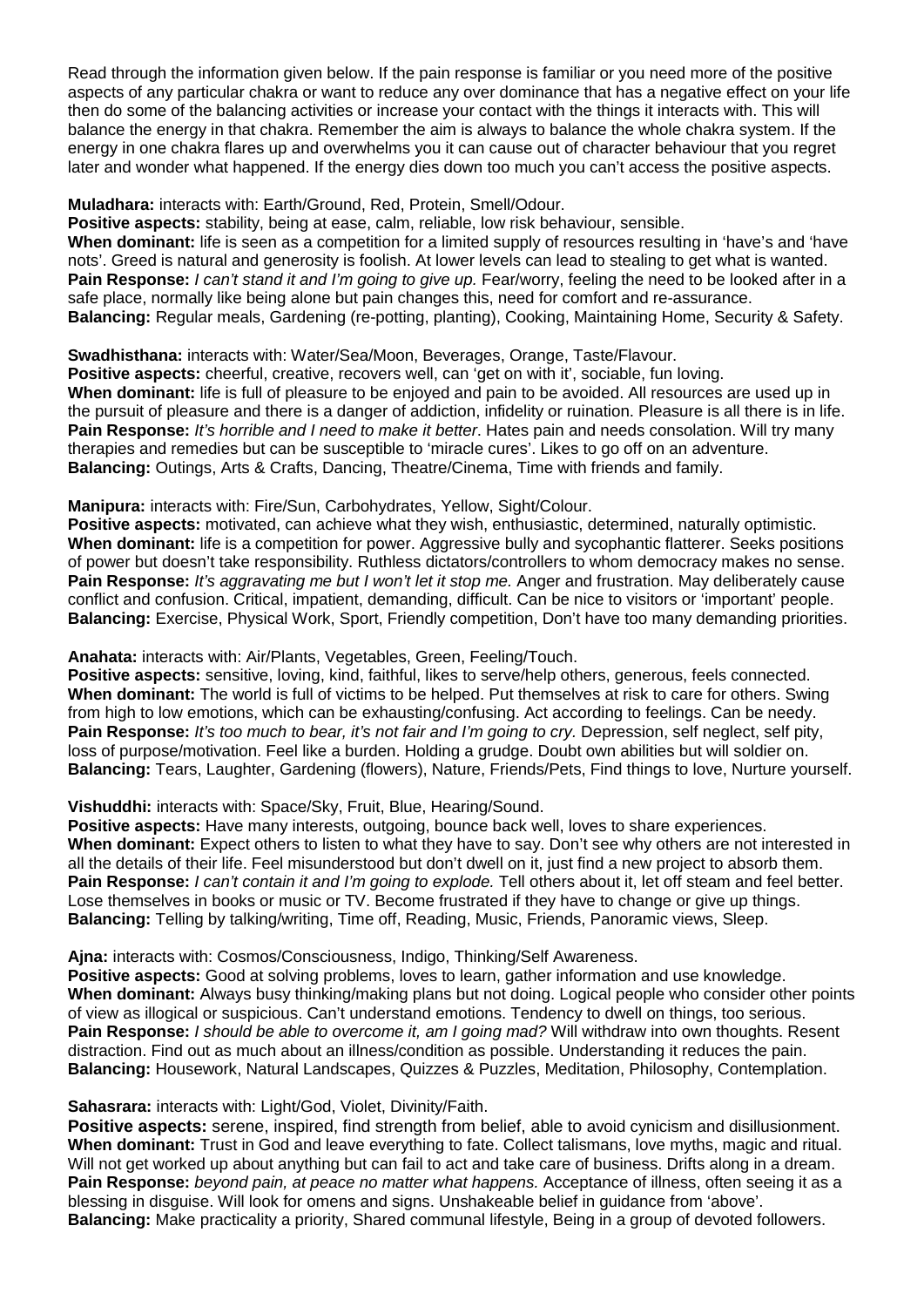Read through the information given below. If the pain response is familiar or you need more of the positive aspects of any particular chakra or want to reduce any over dominance that has a negative effect on your life then do some of the balancing activities or increase your contact with the things it interacts with. This will balance the energy in that chakra. Remember the aim is always to balance the whole chakra system. If the energy in one chakra flares up and overwhelms you it can cause out of character behaviour that you regret later and wonder what happened. If the energy dies down too much you can't access the positive aspects.

**Muladhara:** interacts with: Earth/Ground, Red, Protein, Smell/Odour.
**Positive aspects:** stability, being at ease, calm, reliable, low risk behaviour, sensible.
**When dominant:** life is seen as a competition for a limited supply of resources resulting in 'have's and 'have nots'. Greed is natural and generosity is foolish. At lower levels can lead to stealing to get what is wanted.
**Pain Response:** *I can't stand it and I'm going to give up.* Fear/worry, feeling the need to be looked after in a safe place, normally like being alone but pain changes this, need for comfort and re-assurance.
**Balancing:** Regular meals, Gardening (re-potting, planting), Cooking, Maintaining Home, Security & Safety.

**Swadhisthana:** interacts with: Water/Sea/Moon, Beverages, Orange, Taste/Flavour.
**Positive aspects:** cheerful, creative, recovers well, can 'get on with it', sociable, fun loving.
**When dominant:** life is full of pleasure to be enjoyed and pain to be avoided. All resources are used up in the pursuit of pleasure and there is a danger of addiction, infidelity or ruination. Pleasure is all there is in life.
**Pain Response:** *It's horrible and I need to make it better.* Hates pain and needs consolation. Will try many therapies and remedies but can be susceptible to 'miracle cures'. Likes to go off on an adventure.
**Balancing:** Outings, Arts & Crafts, Dancing, Theatre/Cinema, Time with friends and family.

**Manipura:** interacts with: Fire/Sun, Carbohydrates, Yellow, Sight/Colour.
**Positive aspects:** motivated, can achieve what they wish, enthusiastic, determined, naturally optimistic.
**When dominant:** life is a competition for power. Aggressive bully and sycophantic flatterer. Seeks positions of power but doesn't take responsibility. Ruthless dictators/controllers to whom democracy makes no sense.
**Pain Response:** *It's aggravating me but I won't let it stop me.* Anger and frustration. May deliberately cause conflict and confusion. Critical, impatient, demanding, difficult. Can be nice to visitors or 'important' people.
**Balancing:** Exercise, Physical Work, Sport, Friendly competition, Don't have too many demanding priorities.

**Anahata:** interacts with: Air/Plants, Vegetables, Green, Feeling/Touch.
**Positive aspects:** sensitive, loving, kind, faithful, likes to serve/help others, generous, feels connected.
**When dominant:** The world is full of victims to be helped. Put themselves at risk to care for others. Swing from high to low emotions, which can be exhausting/confusing. Act according to feelings. Can be needy.
**Pain Response:** *It's too much to bear, it's not fair and I'm going to cry.* Depression, self neglect, self pity, loss of purpose/motivation. Feel like a burden. Holding a grudge. Doubt own abilities but will soldier on.
**Balancing:** Tears, Laughter, Gardening (flowers), Nature, Friends/Pets, Find things to love, Nurture yourself.

**Vishuddhi:** interacts with: Space/Sky, Fruit, Blue, Hearing/Sound.
**Positive aspects:** Have many interests, outgoing, bounce back well, loves to share experiences.
**When dominant:** Expect others to listen to what they have to say. Don't see why others are not interested in all the details of their life. Feel misunderstood but don't dwell on it, just find a new project to absorb them.
**Pain Response:** *I can't contain it and I'm going to explode.* Tell others about it, let off steam and feel better. Lose themselves in books or music or TV. Become frustrated if they have to change or give up things.
**Balancing:** Telling by talking/writing, Time off, Reading, Music, Friends, Panoramic views, Sleep.

**Ajna:** interacts with: Cosmos/Consciousness, Indigo, Thinking/Self Awareness.
**Positive aspects:** Good at solving problems, loves to learn, gather information and use knowledge.
**When dominant:** Always busy thinking/making plans but not doing. Logical people who consider other points of view as illogical or suspicious. Can't understand emotions. Tendency to dwell on things, too serious.
**Pain Response:** *I should be able to overcome it, am I going mad?* Will withdraw into own thoughts. Resent distraction. Find out as much about an illness/condition as possible. Understanding it reduces the pain.
**Balancing:** Housework, Natural Landscapes, Quizzes & Puzzles, Meditation, Philosophy, Contemplation.

**Sahasrara:** interacts with: Light/God, Violet, Divinity/Faith.
**Positive aspects:** serene, inspired, find strength from belief, able to avoid cynicism and disillusionment.
**When dominant:** Trust in God and leave everything to fate. Collect talismans, love myths, magic and ritual. Will not get worked up about anything but can fail to act and take care of business. Drifts along in a dream.
**Pain Response:** *beyond pain, at peace no matter what happens.* Acceptance of illness, often seeing it as a blessing in disguise. Will look for omens and signs. Unshakeable belief in guidance from 'above'.
**Balancing:** Make practicality a priority, Shared communal lifestyle, Being in a group of devoted followers.